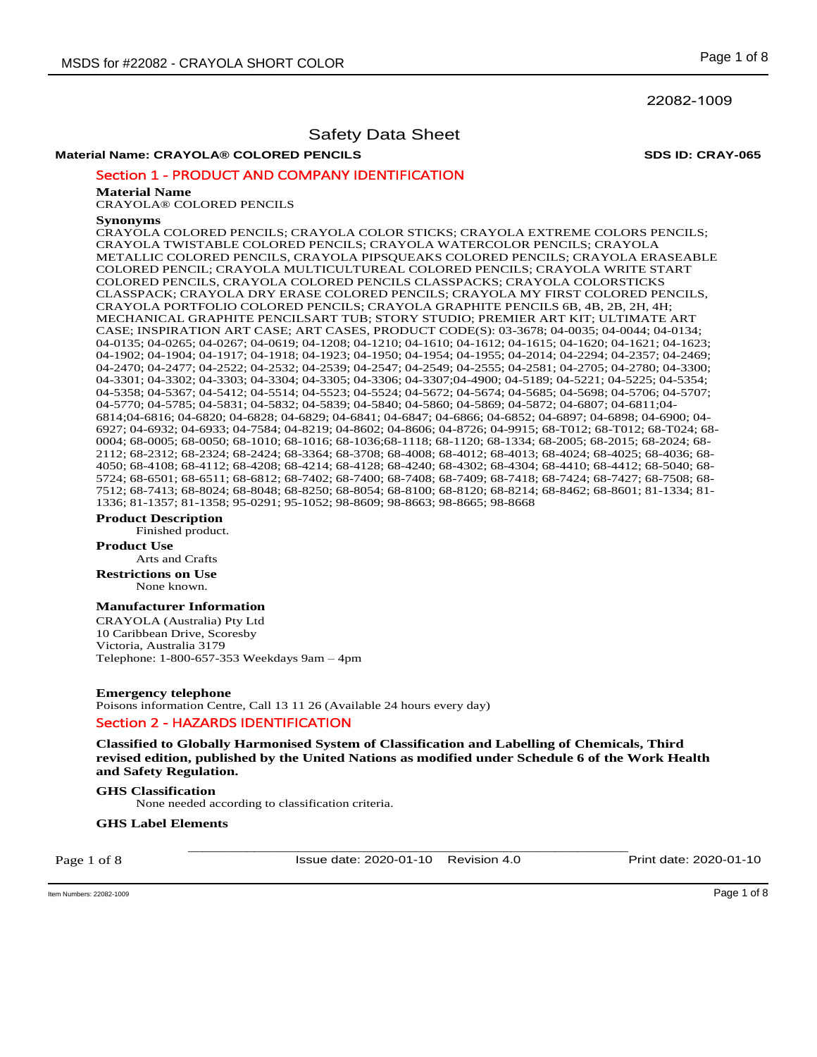22082-1009

# Safety Data Sheet

**Material Name: CRAYOLA® COLORED PENCILS** **SDS ID: CRAY-065**

## Section 1 - PRODUCT AND COMPANY IDENTIFICATION

**Material Name**

CRAYOLA® COLORED PENCILS

**Synonyms**

CRAYOLA COLORED PENCILS; CRAYOLA COLOR STICKS; CRAYOLA EXTREME COLORS PENCILS; CRAYOLA TWISTABLE COLORED PENCILS; CRAYOLA WATERCOLOR PENCILS; CRAYOLA METALLIC COLORED PENCILS, CRAYOLA PIPSQUEAKS COLORED PENCILS; CRAYOLA ERASEABLE COLORED PENCIL; CRAYOLA MULTICULTUREAL COLORED PENCILS; CRAYOLA WRITE START COLORED PENCILS, CRAYOLA COLORED PENCILS CLASSPACKS; CRAYOLA COLORSTICKS CLASSPACK; CRAYOLA DRY ERASE COLORED PENCILS; CRAYOLA MY FIRST COLORED PENCILS, CRAYOLA PORTFOLIO COLORED PENCILS; CRAYOLA GRAPHITE PENCILS 6B, 4B, 2B, 2H, 4H; MECHANICAL GRAPHITE PENCILSART TUB; STORY STUDIO; PREMIER ART KIT; ULTIMATE ART CASE; INSPIRATION ART CASE; ART CASES, PRODUCT CODE(S): 03-3678; 04-0035; 04-0044; 04-0134; 04-0135; 04-0265; 04-0267; 04-0619; 04-1208; 04-1210; 04-1610; 04-1612; 04-1615; 04-1620; 04-1621; 04-1623; 04-1902; 04-1904; 04-1917; 04-1918; 04-1923; 04-1950; 04-1954; 04-1955; 04-2014; 04-2294; 04-2357; 04-2469; 04-2470; 04-2477; 04-2522; 04-2532; 04-2539; 04-2547; 04-2549; 04-2555; 04-2581; 04-2705; 04-2780; 04-3300; 04-3301; 04-3302; 04-3303; 04-3304; 04-3305; 04-3306; 04-3307;04-4900; 04-5189; 04-5221; 04-5225; 04-5354; 04-5358; 04-5367; 04-5412; 04-5514; 04-5523; 04-5524; 04-5672; 04-5674; 04-5685; 04-5698; 04-5706; 04-5707; 04-5770; 04-5785; 04-5831; 04-5832; 04-5839; 04-5840; 04-5860; 04-5869; 04-5872; 04-6807; 04-6811;04-6814;04-6816; 04-6820; 04-6828; 04-6829; 04-6841; 04-6847; 04-6866; 04-6852; 04-6897; 04-6898; 04-6900; 04-6927; 04-6932; 04-6933; 04-7584; 04-8219; 04-8602; 04-8606; 04-8726; 04-9915; 68-T012; 68-T012; 68-T024; 68-0004; 68-0005; 68-0050; 68-1010; 68-1016; 68-1036;68-1118; 68-1120; 68-1334; 68-2005; 68-2015; 68-2024; 68-2112; 68-2312; 68-2324; 68-2424; 68-3364; 68-3708; 68-4008; 68-4012; 68-4013; 68-4024; 68-4025; 68-4036; 68-4050; 68-4108; 68-4112; 68-4208; 68-4214; 68-4128; 68-4240; 68-4302; 68-4304; 68-4410; 68-4412; 68-5040; 68-5724; 68-6501; 68-6511; 68-6812; 68-7402; 68-7400; 68-7408; 68-7409; 68-7418; 68-7424; 68-7427; 68-7508; 68-7512; 68-7413; 68-8024; 68-8048; 68-8250; 68-8054; 68-8100; 68-8120; 68-8214; 68-8462; 68-8601; 81-1334; 81-1336; 81-1357; 81-1358; 95-0291; 95-1052; 98-8609; 98-8663; 98-8665; 98-8668

**Product Description**

Finished product.

**Product Use**

Arts and Crafts

**Restrictions on Use**

None known.

**Manufacturer Information**

CRAYOLA (Australia) Pty Ltd
10 Caribbean Drive, Scoresby
Victoria, Australia 3179
Telephone: 1-800-657-353 Weekdays 9am – 4pm

**Emergency telephone**

Poisons information Centre, Call 13 11 26 (Available 24 hours every day)

## Section 2 - HAZARDS IDENTIFICATION

**Classified to Globally Harmonised System of Classification and Labelling of Chemicals, Third revised edition, published by the United Nations as modified under Schedule 6 of the Work Health and Safety Regulation.**

**GHS Classification**

None needed according to classification criteria.

**GHS Label Elements**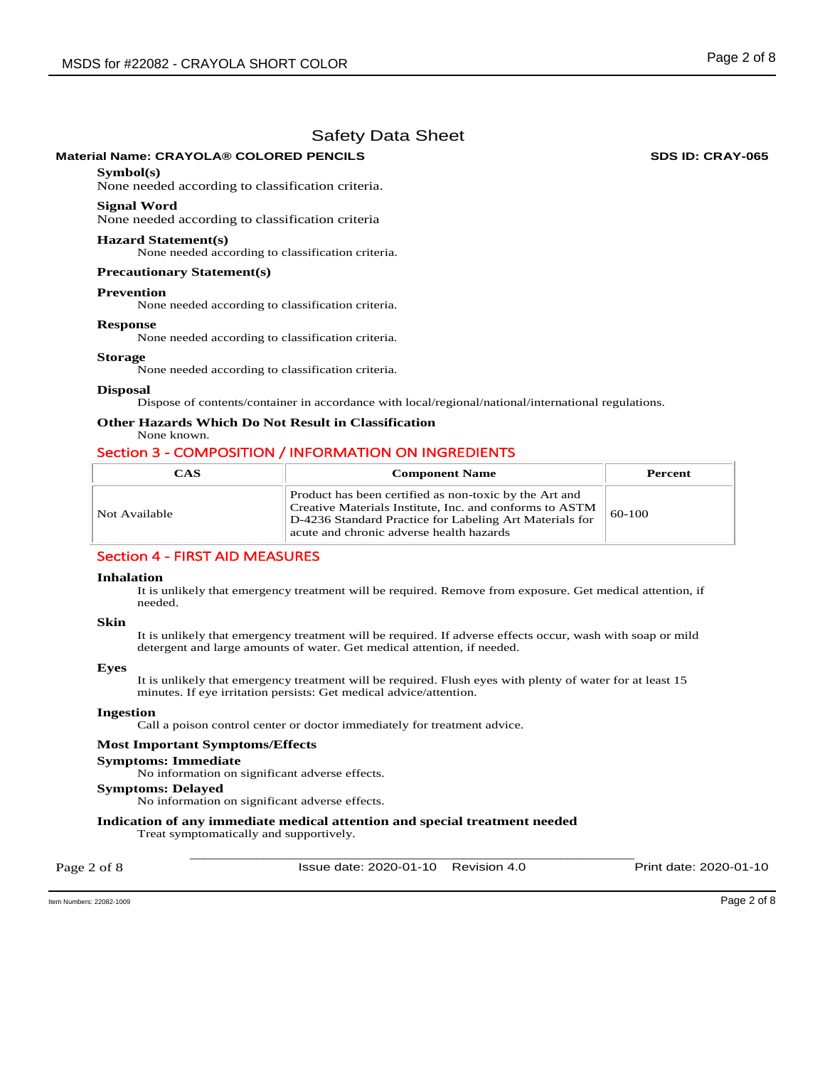# Safety Data Sheet

**Material Name: CRAYOLA® COLORED PENCILS** **SDS ID: CRAY-065**

**Symbol(s)**
None needed according to classification criteria.

**Signal Word**
None needed according to classification criteria

**Hazard Statement(s)**
None needed according to classification criteria.

**Precautionary Statement(s)**

**Prevention**
None needed according to classification criteria.

**Response**
None needed according to classification criteria.

**Storage**
None needed according to classification criteria.

**Disposal**
Dispose of contents/container in accordance with local/regional/national/international regulations.

**Other Hazards Which Do Not Result in Classification**
None known.

## Section 3 - COMPOSITION / INFORMATION ON INGREDIENTS

| CAS | Component Name | Percent |
|---|---|---|
| Not Available | Product has been certified as non-toxic by the Art and Creative Materials Institute, Inc. and conforms to ASTM D-4236 Standard Practice for Labeling Art Materials for acute and chronic adverse health hazards | 60-100 |

## Section 4 - FIRST AID MEASURES

**Inhalation**
It is unlikely that emergency treatment will be required. Remove from exposure. Get medical attention, if needed.

**Skin**
It is unlikely that emergency treatment will be required. If adverse effects occur, wash with soap or mild detergent and large amounts of water. Get medical attention, if needed.

**Eyes**
It is unlikely that emergency treatment will be required. Flush eyes with plenty of water for at least 15 minutes. If eye irritation persists: Get medical advice/attention.

**Ingestion**
Call a poison control center or doctor immediately for treatment advice.

**Most Important Symptoms/Effects**

**Symptoms: Immediate**
No information on significant adverse effects.

**Symptoms: Delayed**
No information on significant adverse effects.

**Indication of any immediate medical attention and special treatment needed**
Treat symptomatically and supportively.

Issue date: 2020-01-10 Revision 4.0 Print date: 2020-01-10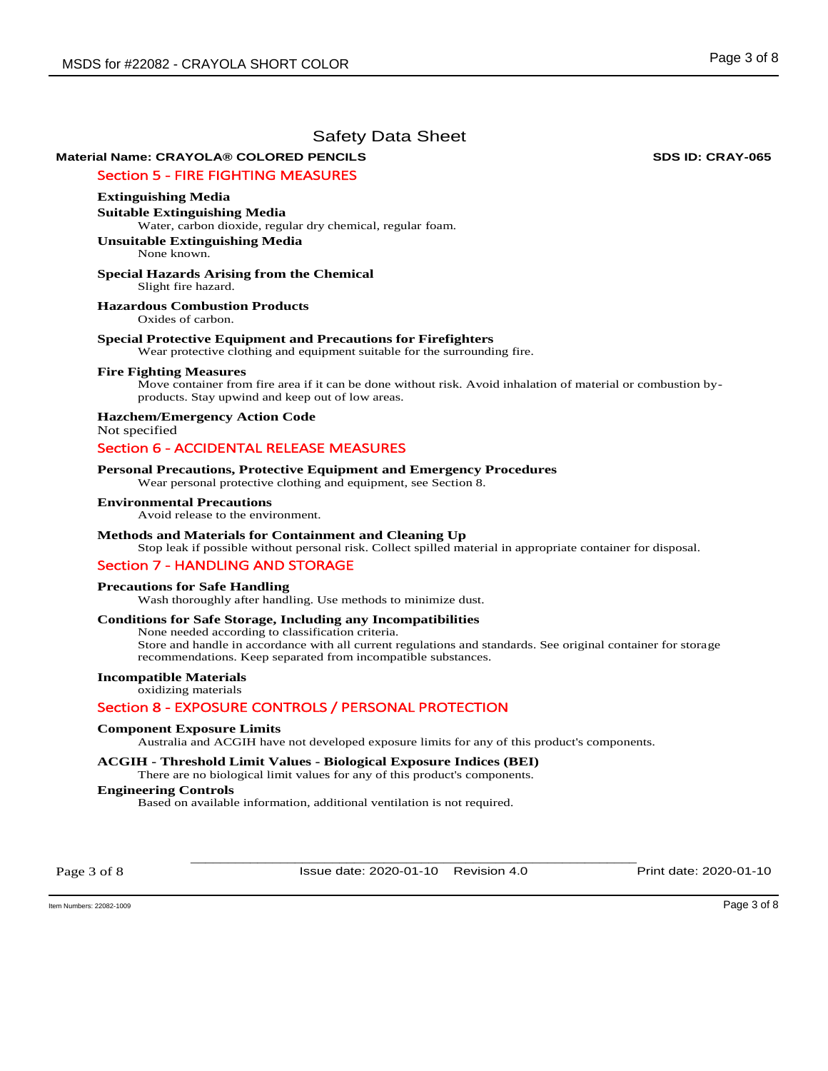# Safety Data Sheet

**Material Name: CRAYOLA® COLORED PENCILS** **SDS ID: CRAY-065**

## Section 5 - FIRE FIGHTING MEASURES

### Extinguishing Media

**Suitable Extinguishing Media**

Water, carbon dioxide, regular dry chemical, regular foam.

**Unsuitable Extinguishing Media**

None known.

**Special Hazards Arising from the Chemical**

Slight fire hazard.

**Hazardous Combustion Products**

Oxides of carbon.

**Special Protective Equipment and Precautions for Firefighters**

Wear protective clothing and equipment suitable for the surrounding fire.

**Fire Fighting Measures**

Move container from fire area if it can be done without risk. Avoid inhalation of material or combustion by-products. Stay upwind and keep out of low areas.

**Hazchem/Emergency Action Code**

Not specified

## Section 6 - ACCIDENTAL RELEASE MEASURES

**Personal Precautions, Protective Equipment and Emergency Procedures**

Wear personal protective clothing and equipment, see Section 8.

**Environmental Precautions**

Avoid release to the environment.

**Methods and Materials for Containment and Cleaning Up**

Stop leak if possible without personal risk. Collect spilled material in appropriate container for disposal.

## Section 7 - HANDLING AND STORAGE

**Precautions for Safe Handling**

Wash thoroughly after handling. Use methods to minimize dust.

**Conditions for Safe Storage, Including any Incompatibilities**

None needed according to classification criteria.
Store and handle in accordance with all current regulations and standards. See original container for storage recommendations. Keep separated from incompatible substances.

**Incompatible Materials**

oxidizing materials

## Section 8 - EXPOSURE CONTROLS / PERSONAL PROTECTION

**Component Exposure Limits**

Australia and ACGIH have not developed exposure limits for any of this product's components.

**ACGIH - Threshold Limit Values - Biological Exposure Indices (BEI)**

There are no biological limit values for any of this product's components.

**Engineering Controls**

Based on available information, additional ventilation is not required.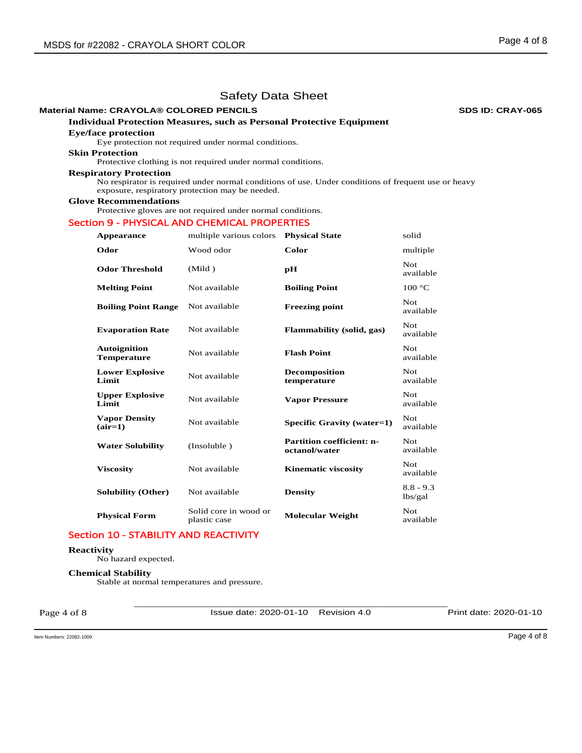# Safety Data Sheet

**Material Name: CRAYOLA® COLORED PENCILS** **SDS ID: CRAY-065**

### Individual Protection Measures, such as Personal Protective Equipment

**Eye/face protection**

Eye protection not required under normal conditions.

**Skin Protection**

Protective clothing is not required under normal conditions.

**Respiratory Protection**

No respirator is required under normal conditions of use. Under conditions of frequent use or heavy exposure, respiratory protection may be needed.

**Glove Recommendations**

Protective gloves are not required under normal conditions.

## Section 9 - PHYSICAL AND CHEMICAL PROPERTIES

| | | | |
|---|---|---|---|
| **Appearance** | multiple various colors | **Physical State** | solid |
| **Odor** | Wood odor | **Color** | multiple |
| **Odor Threshold** | (Mild ) | **pH** | Not available |
| **Melting Point** | Not available | **Boiling Point** | 100 °C |
| **Boiling Point Range** | Not available | **Freezing point** | Not available |
| **Evaporation Rate** | Not available | **Flammability (solid, gas)** | Not available |
| **Autoignition Temperature** | Not available | **Flash Point** | Not available |
| **Lower Explosive Limit** | Not available | **Decomposition temperature** | Not available |
| **Upper Explosive Limit** | Not available | **Vapor Pressure** | Not available |
| **Vapor Density (air=1)** | Not available | **Specific Gravity (water=1)** | Not available |
| **Water Solubility** | (Insoluble ) | **Partition coefficient: n-octanol/water** | Not available |
| **Viscosity** | Not available | **Kinematic viscosity** | Not available |
| **Solubility (Other)** | Not available | **Density** | 8.8 - 9.3 lbs/gal |
| **Physical Form** | Solid core in wood or plastic case | **Molecular Weight** | Not available |

## Section 10 - STABILITY AND REACTIVITY

**Reactivity**

No hazard expected.

**Chemical Stability**

Stable at normal temperatures and pressure.

Issue date: 2020-01-10 Revision 4.0 Print date: 2020-01-10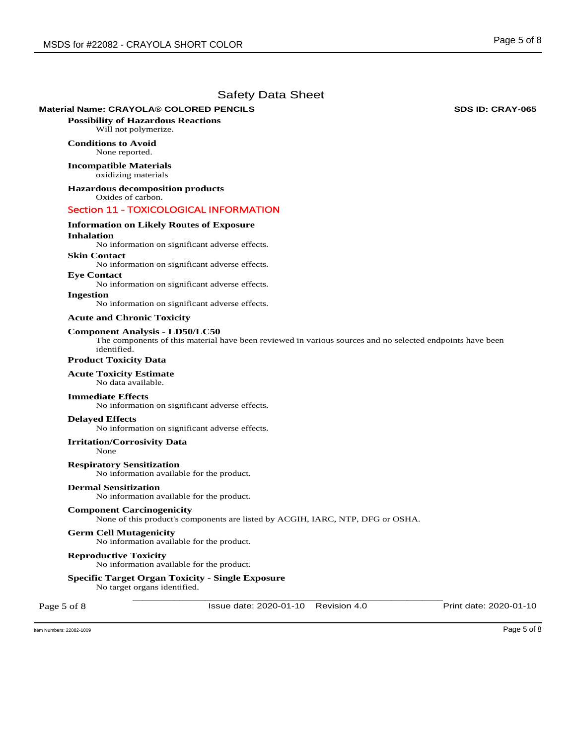# Safety Data Sheet

**Material Name: CRAYOLA® COLORED PENCILS** **SDS ID: CRAY-065**

**Possibility of Hazardous Reactions**
Will not polymerize.

**Conditions to Avoid**
None reported.

**Incompatible Materials**
oxidizing materials

**Hazardous decomposition products**
Oxides of carbon.

## Section 11 - TOXICOLOGICAL INFORMATION

**Information on Likely Routes of Exposure**

**Inhalation**
No information on significant adverse effects.

**Skin Contact**
No information on significant adverse effects.

**Eye Contact**
No information on significant adverse effects.

**Ingestion**
No information on significant adverse effects.

**Acute and Chronic Toxicity**

**Component Analysis - LD50/LC50**
The components of this material have been reviewed in various sources and no selected endpoints have been identified.

**Product Toxicity Data**

**Acute Toxicity Estimate**
No data available.

**Immediate Effects**
No information on significant adverse effects.

**Delayed Effects**
No information on significant adverse effects.

**Irritation/Corrosivity Data**
None

**Respiratory Sensitization**
No information available for the product.

**Dermal Sensitization**
No information available for the product.

**Component Carcinogenicity**
None of this product's components are listed by ACGIH, IARC, NTP, DFG or OSHA.

**Germ Cell Mutagenicity**
No information available for the product.

**Reproductive Toxicity**
No information available for the product.

**Specific Target Organ Toxicity - Single Exposure**
No target organs identified.

Issue date: 2020-01-10 Revision 4.0 Print date: 2020-01-10

Item Numbers: 22082-1009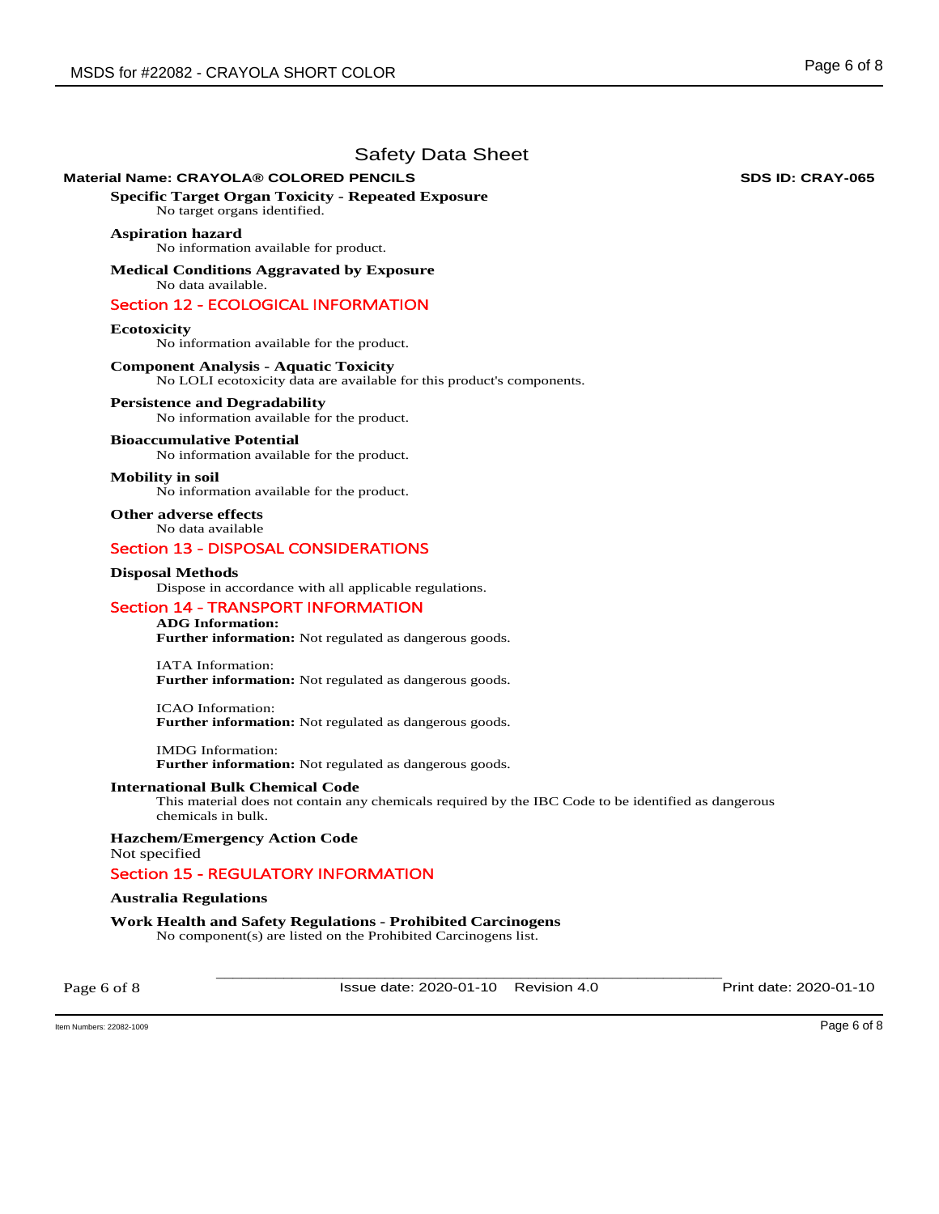Safety Data Sheet

**Material Name: CRAYOLA® COLORED PENCILS** **SDS ID: CRAY-065**

**Specific Target Organ Toxicity - Repeated Exposure**
No target organs identified.

**Aspiration hazard**
No information available for product.

**Medical Conditions Aggravated by Exposure**
No data available.

## Section 12 - ECOLOGICAL INFORMATION

**Ecotoxicity**
No information available for the product.

**Component Analysis - Aquatic Toxicity**
No LOLI ecotoxicity data are available for this product's components.

**Persistence and Degradability**
No information available for the product.

**Bioaccumulative Potential**
No information available for the product.

**Mobility in soil**
No information available for the product.

**Other adverse effects**
No data available

## Section 13 - DISPOSAL CONSIDERATIONS

**Disposal Methods**
Dispose in accordance with all applicable regulations.

## Section 14 - TRANSPORT INFORMATION

**ADG Information:**
**Further information:** Not regulated as dangerous goods.

IATA Information:
**Further information:** Not regulated as dangerous goods.

ICAO Information:
**Further information:** Not regulated as dangerous goods.

IMDG Information:
**Further information:** Not regulated as dangerous goods.

**International Bulk Chemical Code**
This material does not contain any chemicals required by the IBC Code to be identified as dangerous chemicals in bulk.

**Hazchem/Emergency Action Code**
Not specified

## Section 15 - REGULATORY INFORMATION

**Australia Regulations**

**Work Health and Safety Regulations - Prohibited Carcinogens**
No component(s) are listed on the Prohibited Carcinogens list.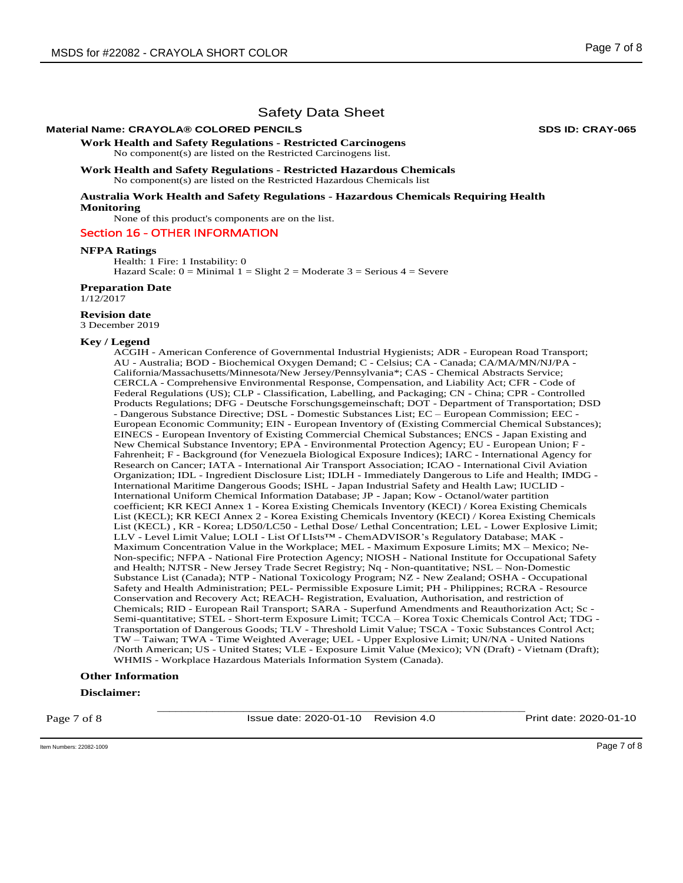# Safety Data Sheet

**Material Name: CRAYOLA® COLORED PENCILS** **SDS ID: CRAY-065**

**Work Health and Safety Regulations - Restricted Carcinogens**

No component(s) are listed on the Restricted Carcinogens list.

**Work Health and Safety Regulations - Restricted Hazardous Chemicals**

No component(s) are listed on the Restricted Hazardous Chemicals list

**Australia Work Health and Safety Regulations - Hazardous Chemicals Requiring Health Monitoring**

None of this product's components are on the list.

## Section 16 - OTHER INFORMATION

**NFPA Ratings**

Health: 1 Fire: 1 Instability: 0

Hazard Scale: 0 = Minimal 1 = Slight 2 = Moderate 3 = Serious 4 = Severe

**Preparation Date**

1/12/2017

**Revision date**

3 December 2019

**Key / Legend**

ACGIH - American Conference of Governmental Industrial Hygienists; ADR - European Road Transport; AU - Australia; BOD - Biochemical Oxygen Demand; C - Celsius; CA - Canada; CA/MA/MN/NJ/PA - California/Massachusetts/Minnesota/New Jersey/Pennsylvania*; CAS - Chemical Abstracts Service; CERCLA - Comprehensive Environmental Response, Compensation, and Liability Act; CFR - Code of Federal Regulations (US); CLP - Classification, Labelling, and Packaging; CN - China; CPR - Controlled Products Regulations; DFG - Deutsche Forschungsgemeinschaft; DOT - Department of Transportation; DSD - Dangerous Substance Directive; DSL - Domestic Substances List; EC – European Commission; EEC - European Economic Community; EIN - European Inventory of (Existing Commercial Chemical Substances); EINECS - European Inventory of Existing Commercial Chemical Substances; ENCS - Japan Existing and New Chemical Substance Inventory; EPA - Environmental Protection Agency; EU - European Union; F - Fahrenheit; F - Background (for Venezuela Biological Exposure Indices); IARC - International Agency for Research on Cancer; IATA - International Air Transport Association; ICAO - International Civil Aviation Organization; IDL - Ingredient Disclosure List; IDLH - Immediately Dangerous to Life and Health; IMDG - International Maritime Dangerous Goods; ISHL - Japan Industrial Safety and Health Law; IUCLID - International Uniform Chemical Information Database; JP - Japan; Kow - Octanol/water partition coefficient; KR KECI Annex 1 - Korea Existing Chemicals Inventory (KECI) / Korea Existing Chemicals List (KECL); KR KECI Annex 2 - Korea Existing Chemicals Inventory (KECI) / Korea Existing Chemicals List (KECL) , KR - Korea; LD50/LC50 - Lethal Dose/ Lethal Concentration; LEL - Lower Explosive Limit; LLV - Level Limit Value; LOLI - List Of LIsts™ - ChemADVISOR's Regulatory Database; MAK - Maximum Concentration Value in the Workplace; MEL - Maximum Exposure Limits; MX – Mexico; Ne- Non-specific; NFPA - National Fire Protection Agency; NIOSH - National Institute for Occupational Safety and Health; NJTSR - New Jersey Trade Secret Registry; Nq - Non-quantitative; NSL – Non-Domestic Substance List (Canada); NTP - National Toxicology Program; NZ - New Zealand; OSHA - Occupational Safety and Health Administration; PEL- Permissible Exposure Limit; PH - Philippines; RCRA - Resource Conservation and Recovery Act; REACH- Registration, Evaluation, Authorisation, and restriction of Chemicals; RID - European Rail Transport; SARA - Superfund Amendments and Reauthorization Act; Sc - Semi-quantitative; STEL - Short-term Exposure Limit; TCCA – Korea Toxic Chemicals Control Act; TDG - Transportation of Dangerous Goods; TLV - Threshold Limit Value; TSCA - Toxic Substances Control Act; TW – Taiwan; TWA - Time Weighted Average; UEL - Upper Explosive Limit; UN/NA - United Nations /North American; US - United States; VLE - Exposure Limit Value (Mexico); VN (Draft) - Vietnam (Draft); WHMIS - Workplace Hazardous Materials Information System (Canada).

**Other Information**

**Disclaimer:**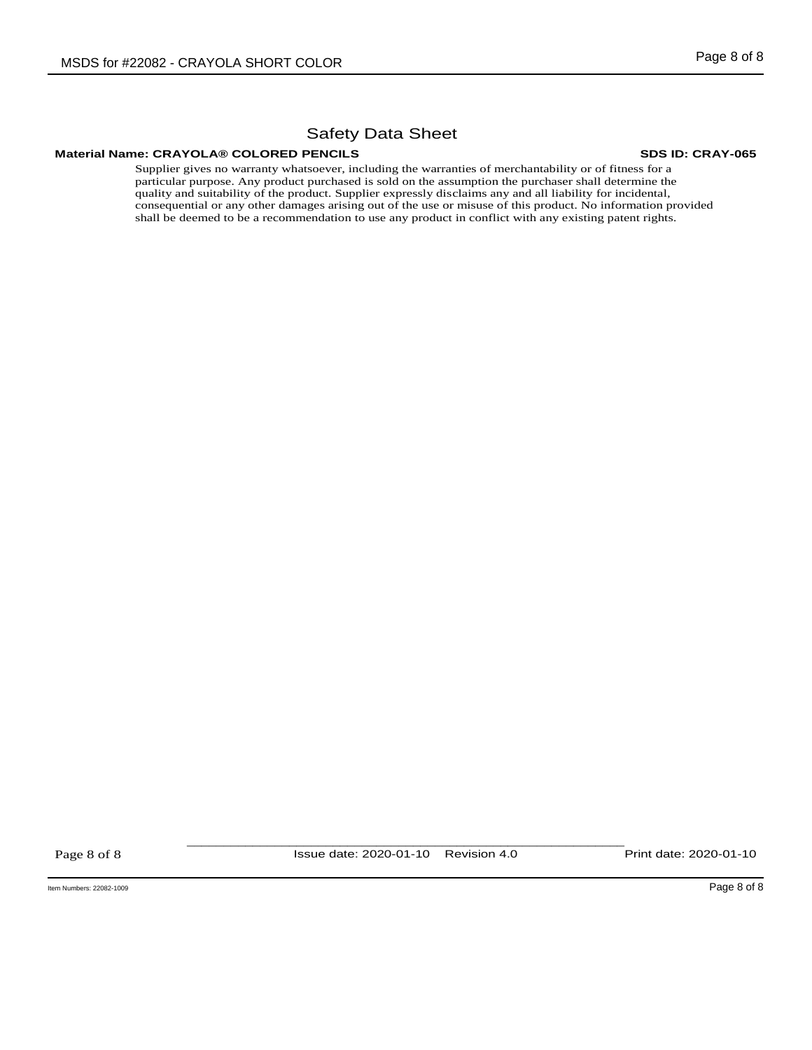# Safety Data Sheet

**Material Name: CRAYOLA® COLORED PENCILS** **SDS ID: CRAY-065**

Supplier gives no warranty whatsoever, including the warranties of merchantability or of fitness for a particular purpose. Any product purchased is sold on the assumption the purchaser shall determine the quality and suitability of the product. Supplier expressly disclaims any and all liability for incidental, consequential or any other damages arising out of the use or misuse of this product. No information provided shall be deemed to be a recommendation to use any product in conflict with any existing patent rights.

Issue date: 2020-01-10 Revision 4.0 Print date: 2020-01-10

Item Numbers: 22082-1009